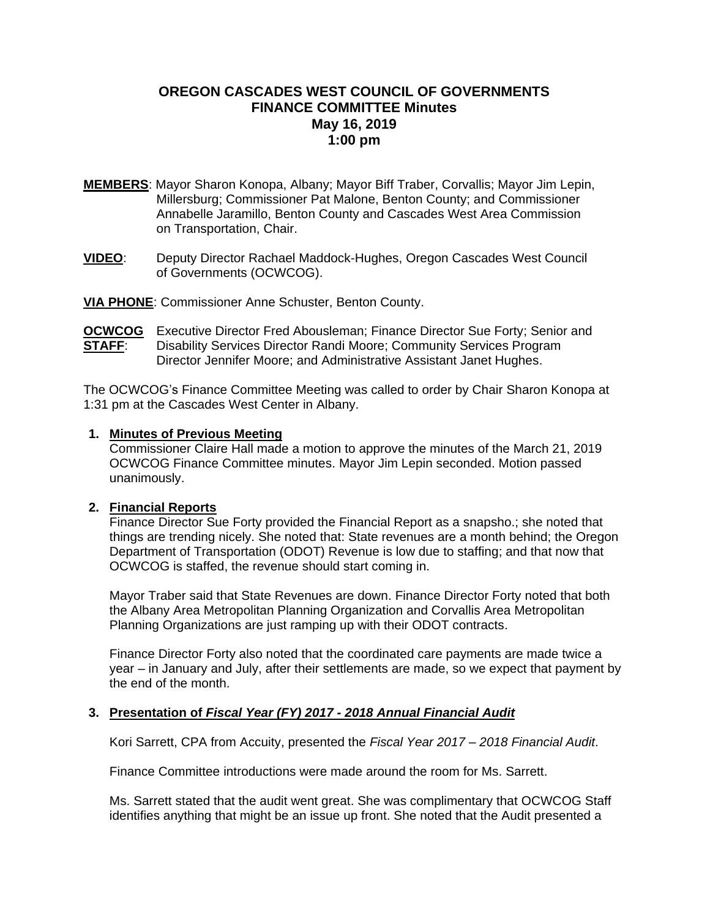# OREGON CASCADES WEST COUNCIL OF GOVERNMENTS
## FINANCE COMMITTEE Minutes
### May 16, 2019
### 1:00 pm

**MEMBERS**: Mayor Sharon Konopa, Albany; Mayor Biff Traber, Corvallis; Mayor Jim Lepin, Millersburg; Commissioner Pat Malone, Benton County; and Commissioner Annabelle Jaramillo, Benton County and Cascades West Area Commission on Transportation, Chair.

**VIDEO**: Deputy Director Rachael Maddock-Hughes, Oregon Cascades West Council of Governments (OCWCOG).

**VIA PHONE**: Commissioner Anne Schuster, Benton County.

**OCWCOG STAFF**: Executive Director Fred Abousleman; Finance Director Sue Forty; Senior and Disability Services Director Randi Moore; Community Services Program Director Jennifer Moore; and Administrative Assistant Janet Hughes.

The OCWCOG's Finance Committee Meeting was called to order by Chair Sharon Konopa at 1:31 pm at the Cascades West Center in Albany.

1. **Minutes of Previous Meeting**
   Commissioner Claire Hall made a motion to approve the minutes of the March 21, 2019 OCWCOG Finance Committee minutes. Mayor Jim Lepin seconded. Motion passed unanimously.

2. **Financial Reports**
   Finance Director Sue Forty provided the Financial Report as a snapsho.; she noted that things are trending nicely. She noted that: State revenues are a month behind; the Oregon Department of Transportation (ODOT) Revenue is low due to staffing; and that now that OCWCOG is staffed, the revenue should start coming in.

   Mayor Traber said that State Revenues are down. Finance Director Forty noted that both the Albany Area Metropolitan Planning Organization and Corvallis Area Metropolitan Planning Organizations are just ramping up with their ODOT contracts.

   Finance Director Forty also noted that the coordinated care payments are made twice a year – in January and July, after their settlements are made, so we expect that payment by the end of the month.

3. **Presentation of *Fiscal Year (FY) 2017 - 2018 Annual Financial Audit***

   Kori Sarrett, CPA from Accuity, presented the *Fiscal Year 2017 – 2018 Financial Audit*.

   Finance Committee introductions were made around the room for Ms. Sarrett.

   Ms. Sarrett stated that the audit went great. She was complimentary that OCWCOG Staff identifies anything that might be an issue up front. She noted that the Audit presented a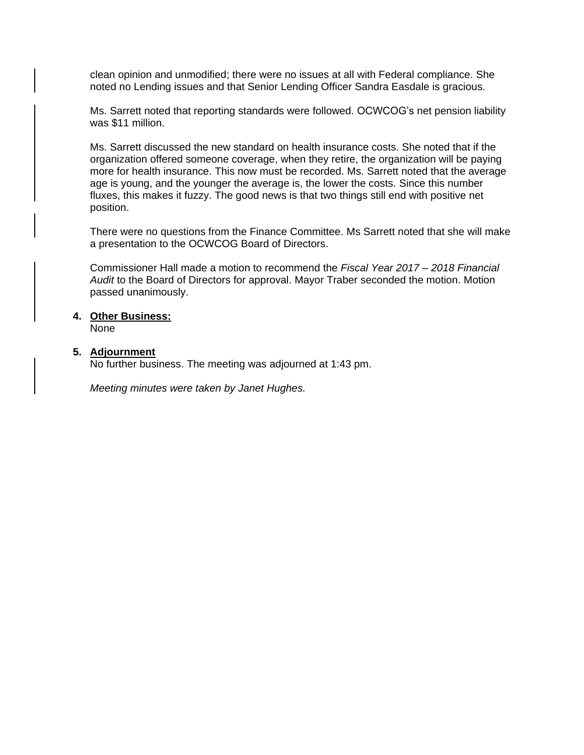clean opinion and unmodified; there were no issues at all with Federal compliance. She noted no Lending issues and that Senior Lending Officer Sandra Easdale is gracious.

Ms. Sarrett noted that reporting standards were followed. OCWCOG's net pension liability was $11 million.

Ms. Sarrett discussed the new standard on health insurance costs. She noted that if the organization offered someone coverage, when they retire, the organization will be paying more for health insurance. This now must be recorded. Ms. Sarrett noted that the average age is young, and the younger the average is, the lower the costs. Since this number fluxes, this makes it fuzzy. The good news is that two things still end with positive net position.

There were no questions from the Finance Committee. Ms Sarrett noted that she will make a presentation to the OCWCOG Board of Directors.

Commissioner Hall made a motion to recommend the *Fiscal Year 2017 – 2018 Financial Audit* to the Board of Directors for approval. Mayor Traber seconded the motion. Motion passed unanimously.

**4. <u>Other Business:</u>**

None

**5. <u>Adjournment</u>**

No further business. The meeting was adjourned at 1:43 pm.

*Meeting minutes were taken by Janet Hughes.*